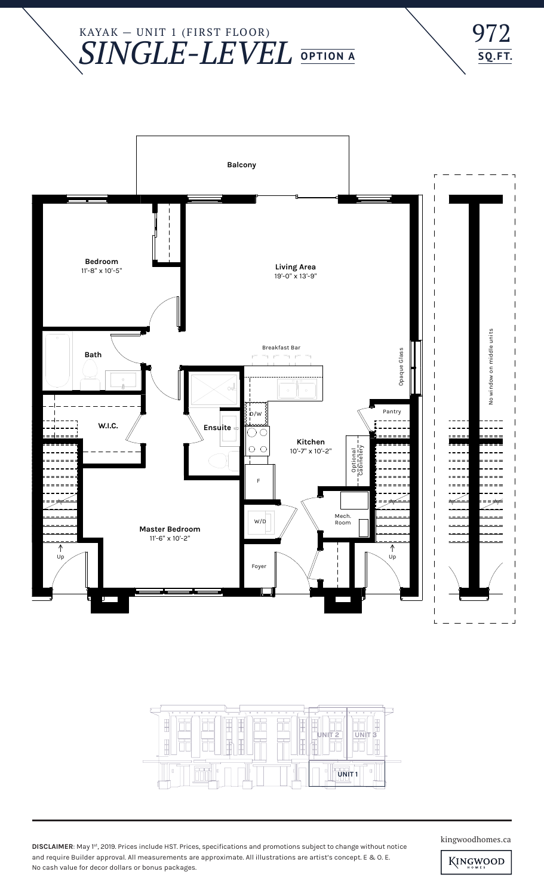KAYAK — UNIT 1 (FIRST FLOOR)

# SINGLE-LEVEL OPTION A

972 SQ.FT.

Balcony

Bedroom
11'-8" x 10'-5"

Living Area
19'-0" x 13'-9"

Breakfast Bar

Bath

Opaque Glass

No window on middle units

Pantry

W.I.C.

Ensuite

D/W

Kitchen
10'-7" x 10'-2"

Optional Cabinetery

F

W/D

Mech. Room

Master Bedroom
11'-6" x 10'-2"

Up

Foyer

Up

UNIT 2

UNIT 3

UNIT 1

**DISCLAIMER**: May 1st, 2019. Prices include HST. Prices, specifications and promotions subject to change without notice and require Builder approval. All measurements are approximate. All illustrations are artist's concept. E & O. E. No cash value for decor dollars or bonus packages.

kingwoodhomes.ca

KINGWOOD HOMES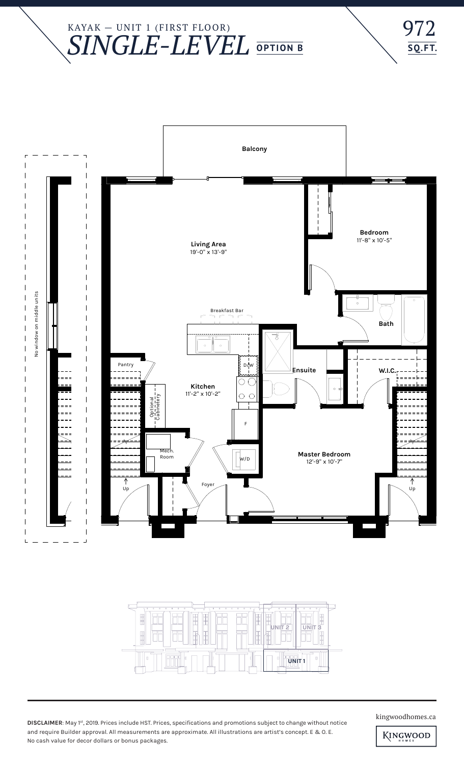# KAYAK — UNIT 1 (FIRST FLOOR)

## *SINGLE-LEVEL* OPTION B

972 SQ.FT.

Balcony

Living Area
19'-0" x 13'-9"

Bedroom
11'-8" x 10'-5"

Breakfast Bar

Bath

Pantry

D/W

Ensuite

W.I.C.

Kitchen
11'-2" x 10'-2"

Optional Cabinetery

F

Mech. Room

W/D

Master Bedroom
12'-9" x 10'-7"

Foyer

Up

Up

No window on middle units

UNIT 2

UNIT 3

UNIT 1

**DISCLAIMER**: May 1st, 2019. Prices include HST. Prices, specifications and promotions subject to change without notice and require Builder approval. All measurements are approximate. All illustrations are artist's concept. E & O. E. No cash value for decor dollars or bonus packages.

kingwoodhomes.ca

KINGWOOD HOMES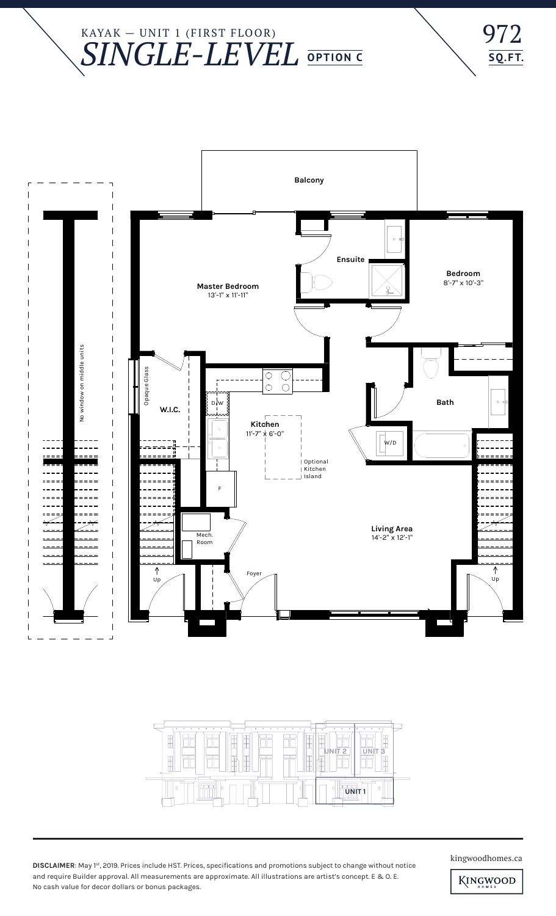# KAYAK — UNIT 1 (FIRST FLOOR)

## *SINGLE-LEVEL* OPTION C

**972 SQ.FT.**

**Balcony**

**Ensuite**

**Master Bedroom**
13'-1" x 11'-11"

**Bedroom**
8'-7" x 10'-3"

No window on middle units

Opaque Glass

**W.I.C.**

D/W

**Kitchen**
11'-7" x 6'-0"

Optional Kitchen Island

**Bath**

W/D

F

Mech. Room

**Living Area**
14'-2" x 12'-1"

Foyer

Up

Up

UNIT 2

UNIT 3

UNIT 1

**DISCLAIMER**: May 1st, 2019. Prices include HST. Prices, specifications and promotions subject to change without notice and require Builder approval. All measurements are approximate. All illustrations are artist's concept. E & O. E. No cash value for decor dollars or bonus packages.

kingwoodhomes.ca

KINGWOOD HOMES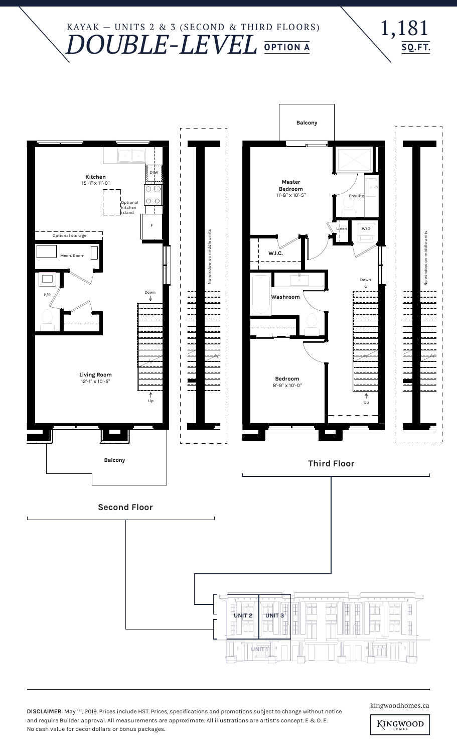# KAYAK — UNITS 2 & 3 (SECOND & THIRD FLOORS)

## *DOUBLE-LEVEL* OPTION A

**1,181 SQ.FT.**

### Second Floor

- **Kitchen** 15'-1" x 11'-0"
- D/W
- F
- Optional kitchen island
- Optional storage
- Mech. Room
- P/R
- Down
- Up
- **Living Room** 12'-1" x 10'-5"
- **Balcony**
- No window on middle units

### Third Floor

- **Balcony**
- **Master Bedroom** 11'-8" x 10'-5"
- Ensuite
- Linen
- W/D
- **W.I.C.**
- **Washroom**
- Down
- Up
- **Bedroom** 8'-9" x 10'-0"
- No window on middle units

UNIT 2 UNIT 3

UNIT 1

**DISCLAIMER**: May 1st, 2019. Prices include HST. Prices, specifications and promotions subject to change without notice and require Builder approval. All measurements are approximate. All illustrations are artist's concept. E & O. E. No cash value for decor dollars or bonus packages.

kingwoodhomes.ca

KINGWOOD HOMES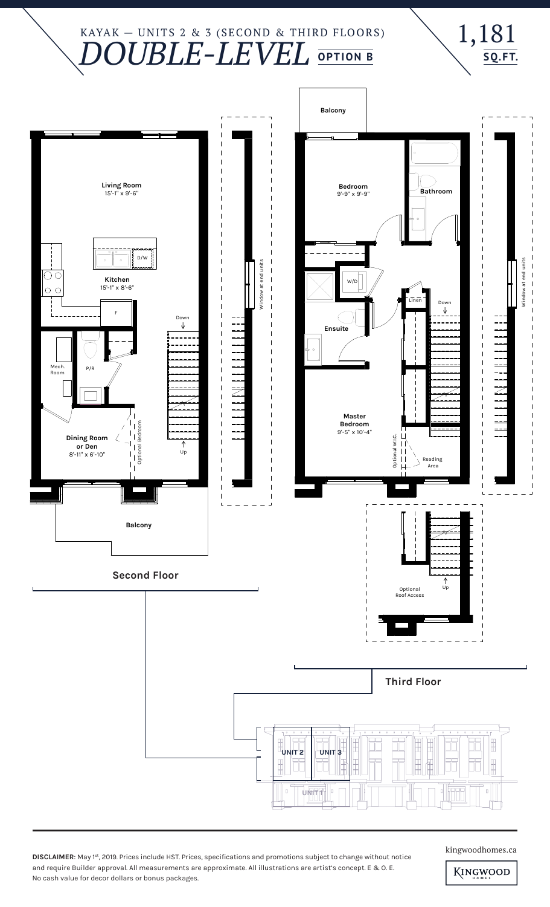KAYAK — UNITS 2 & 3 (SECOND & THIRD FLOORS)

# *DOUBLE-LEVEL* OPTION B

**1,181 SQ.FT.**

## Second Floor

**Living Room**
15'-1" x 9'-6"

**Kitchen**
15'-1" x 8'-6"

D/W

F

Mech. Room

P/R

**Dining Room or Den**
8'-11" x 6'-10"

Optional Bedroom

Down

Up

**Balcony**

Window at end units

## Third Floor

**Balcony**

**Bedroom**
9'-9" x 9'-9"

**Bathroom**

W/D

Linen

Down

**Ensuite**

**Master Bedroom**
9'-5" x 10'-4"

Optional W.I.C.

Reading Area

Window at end units

Optional Roof Access

Up

UNIT 2

UNIT 3

UNIT 1

kingwoodhomes.ca

KINGWOOD HOMES

**DISCLAIMER**: May 1st, 2019. Prices include HST. Prices, specifications and promotions subject to change without notice and require Builder approval. All measurements are approximate. All illustrations are artist's concept. E & O. E. No cash value for decor dollars or bonus packages.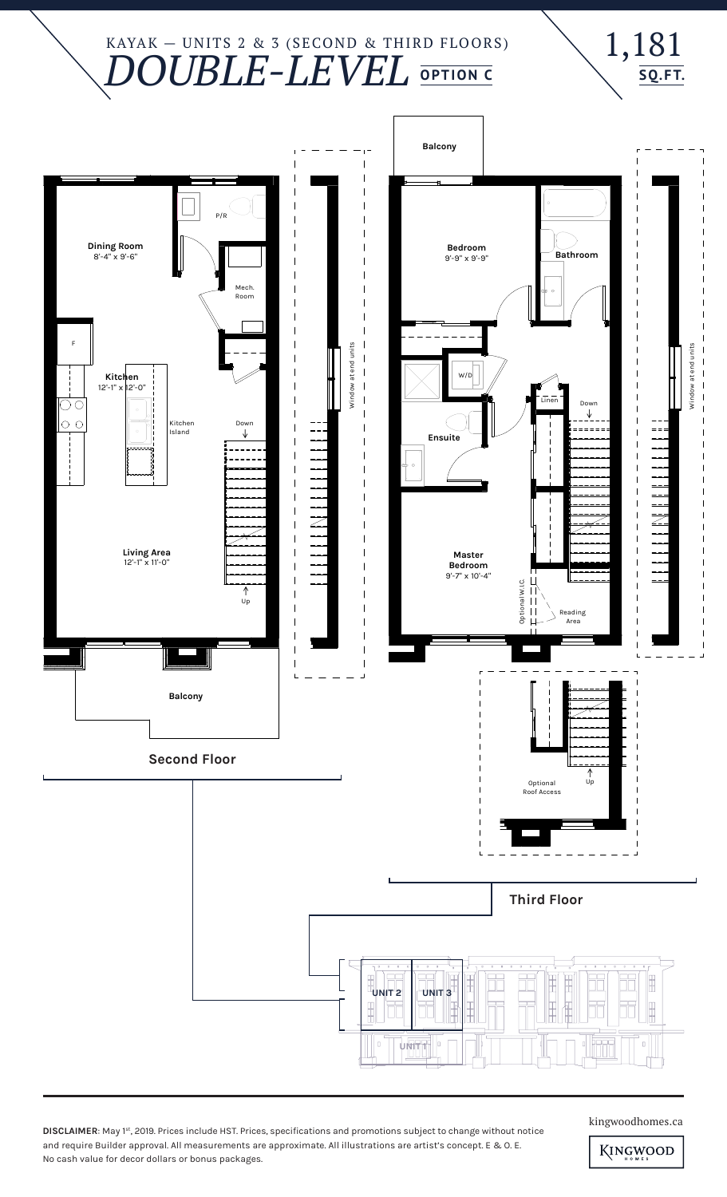KAYAK — UNITS 2 & 3 (SECOND & THIRD FLOORS)

# DOUBLE-LEVEL OPTION C

1,181 SQ.FT.

## Second Floor

- Dining Room 8'-4" x 9'-6"
- P/R
- Mech. Room
- F
- Kitchen 12'-1" x 12'-0"
- Kitchen Island
- Down
- Living Area 12'-1" x 11'-0"
- Up
- Balcony
- Window at end units

## Third Floor

- Balcony
- Bedroom 9'-9" x 9'-9"
- Bathroom
- W/D
- Linen
- Down
- Ensuite
- Master Bedroom 9'-7" x 10'-4"
- Optional W.I.C.
- Reading Area
- Window at end units
- Optional Roof Access
- Up

UNIT 2 | UNIT 3 | UNIT 1

**DISCLAIMER**: May 1st, 2019. Prices include HST. Prices, specifications and promotions subject to change without notice and require Builder approval. All measurements are approximate. All illustrations are artist's concept. E & O. E. No cash value for decor dollars or bonus packages.

kingwoodhomes.ca

KINGWOOD HOMES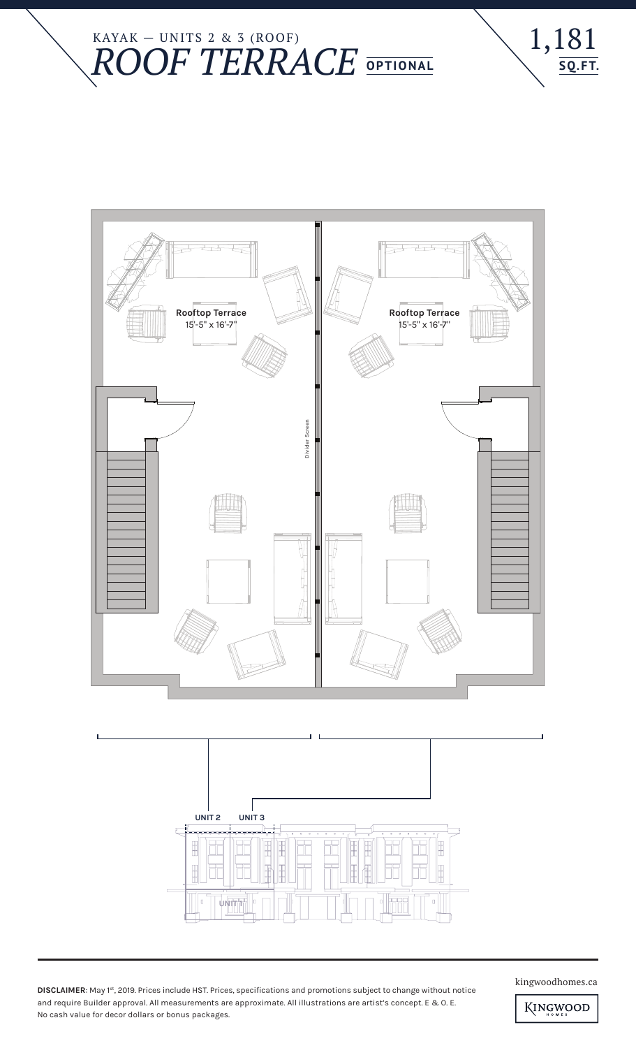KAYAK — UNITS 2 & 3 (ROOF)

# *ROOF TERRACE* **OPTIONAL**

1,181 **SQ.FT.**

Rooftop Terrace
15'-5" x 16'-7"

Divider Screen

Rooftop Terrace
15'-5" x 16'-7"

UNIT 2 UNIT 3

UNIT 1

**DISCLAIMER**: May 1st, 2019. Prices include HST. Prices, specifications and promotions subject to change without notice and require Builder approval. All measurements are approximate. All illustrations are artist's concept. E & O. E. No cash value for decor dollars or bonus packages.

kingwoodhomes.ca

KINGWOOD HOMES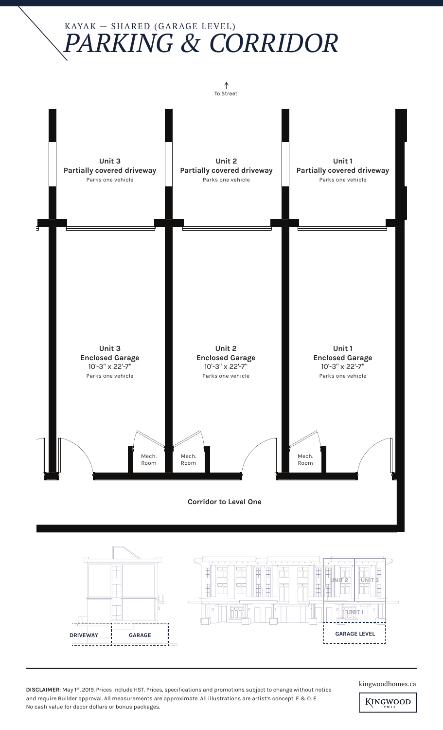KAYAK — SHARED (GARAGE LEVEL)

# *PARKING & CORRIDOR*

↑ To Street

**Unit 3**
**Partially covered driveway**
Parks one vehicle

**Unit 2**
**Partially covered driveway**
Parks one vehicle

**Unit 1**
**Partially covered driveway**
Parks one vehicle

**Unit 3**
**Enclosed Garage**
10'-3" x 22'-7"
Parks one vehicle

**Unit 2**
**Enclosed Garage**
10'-3" x 22'-7"
Parks one vehicle

**Unit 1**
**Enclosed Garage**
10'-3" x 22'-7"
Parks one vehicle

Mech. Room

Mech. Room

Mech. Room

**Corridor to Level One**

**DRIVEWAY** **GARAGE**

UNIT 2 UNIT 3 UNIT 1

**GARAGE LEVEL**

---

**DISCLAIMER**: May 1st, 2019. Prices include HST. Prices, specifications and promotions subject to change without notice and require Builder approval. All measurements are approximate. All illustrations are artist's concept. E & O. E. No cash value for decor dollars or bonus packages.

kingwoodhomes.ca

KINGWOOD HOMES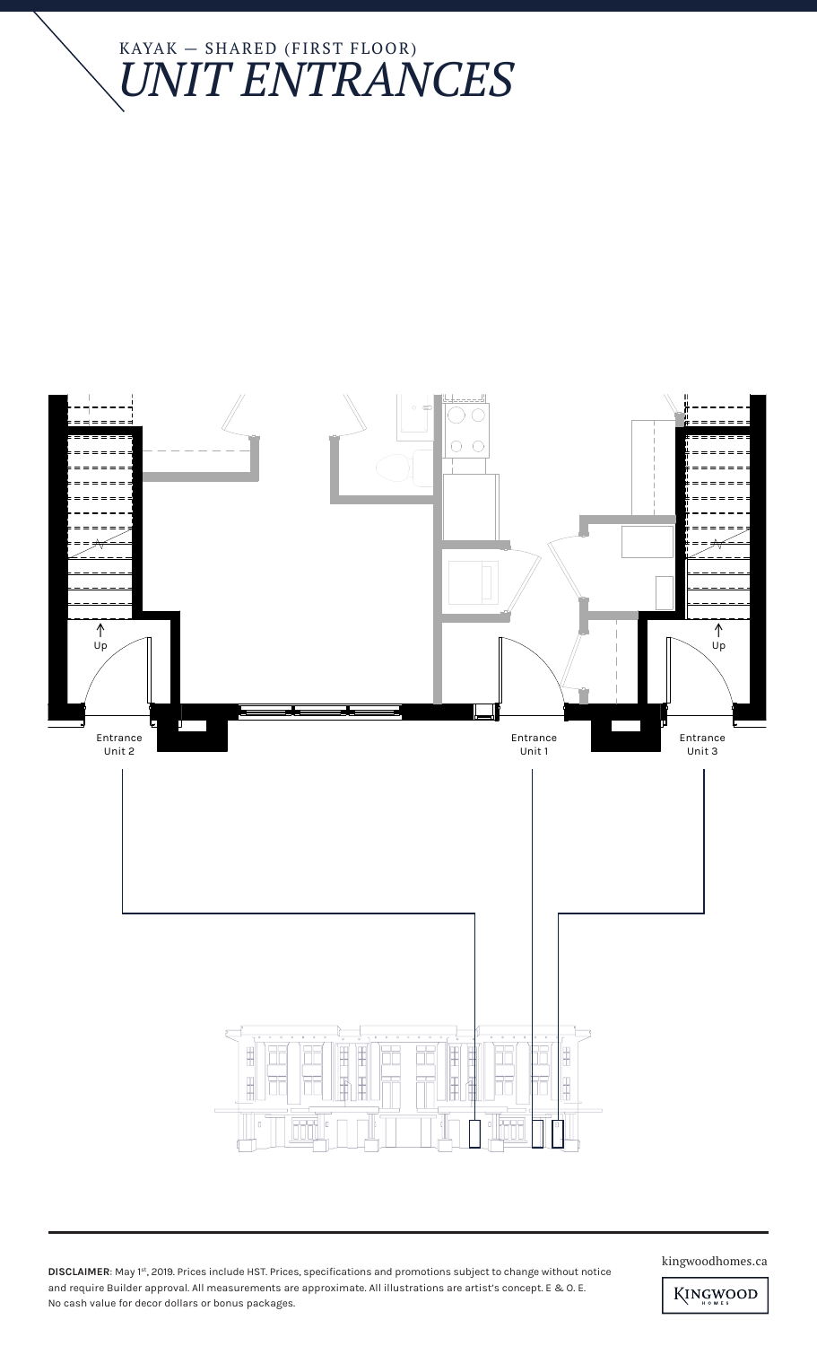KAYAK — SHARED (FIRST FLOOR)

# *UNIT ENTRANCES*

Up

Up

Entrance
Unit 2

Entrance
Unit 1

Entrance
Unit 3

**DISCLAIMER**: May 1st, 2019. Prices include HST. Prices, specifications and promotions subject to change without notice and require Builder approval. All measurements are approximate. All illustrations are artist's concept. E & O. E. No cash value for decor dollars or bonus packages.

kingwoodhomes.ca

KINGWOOD HOMES